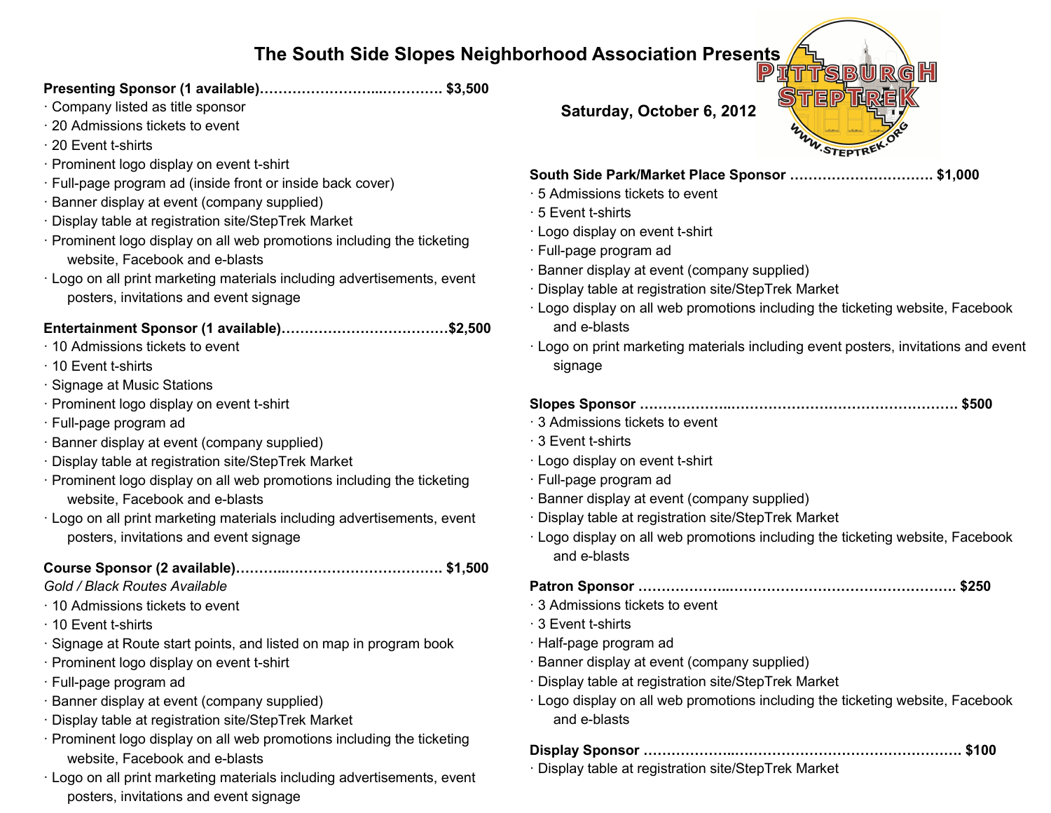# The South Side Slopes Neighborhood Association Presents

PITTSBURGH STEPTREK

WWW.STEPTREK.ORG

**Saturday, October 6, 2012**

**Presenting Sponsor (1 available)……………………..………… $3,500**

- Company listed as title sponsor
- 20 Admissions tickets to event
- 20 Event t-shirts
- Prominent logo display on event t-shirt
- Full-page program ad (inside front or inside back cover)
- Banner display at event (company supplied)
- Display table at registration site/StepTrek Market
- Prominent logo display on all web promotions including the ticketing website, Facebook and e-blasts
- Logo on all print marketing materials including advertisements, event posters, invitations and event signage

**Entertainment Sponsor (1 available)………………………………$2,500**

- 10 Admissions tickets to event
- 10 Event t-shirts
- Signage at Music Stations
- Prominent logo display on event t-shirt
- Full-page program ad
- Banner display at event (company supplied)
- Display table at registration site/StepTrek Market
- Prominent logo display on all web promotions including the ticketing website, Facebook and e-blasts
- Logo on all print marketing materials including advertisements, event posters, invitations and event signage

**Course Sponsor (2 available)………..…………………………… $1,500**

*Gold / Black Routes Available*

- 10 Admissions tickets to event
- 10 Event t-shirts
- Signage at Route start points, and listed on map in program book
- Prominent logo display on event t-shirt
- Full-page program ad
- Banner display at event (company supplied)
- Display table at registration site/StepTrek Market
- Prominent logo display on all web promotions including the ticketing website, Facebook and e-blasts
- Logo on all print marketing materials including advertisements, event posters, invitations and event signage

**South Side Park/Market Place Sponsor …………………………. $1,000**

- 5 Admissions tickets to event
- 5 Event t-shirts
- Logo display on event t-shirt
- Full-page program ad
- Banner display at event (company supplied)
- Display table at registration site/StepTrek Market
- Logo display on all web promotions including the ticketing website, Facebook and e-blasts
- Logo on print marketing materials including event posters, invitations and event signage

**Slopes Sponsor ………………..…………………………………………. $500**

- 3 Admissions tickets to event
- 3 Event t-shirts
- Logo display on event t-shirt
- Full-page program ad
- Banner display at event (company supplied)
- Display table at registration site/StepTrek Market
- Logo display on all web promotions including the ticketing website, Facebook and e-blasts

**Patron Sponsor ………………..……………………………………….. $250**

- 3 Admissions tickets to event
- 3 Event t-shirts
- Half-page program ad
- Banner display at event (company supplied)
- Display table at registration site/StepTrek Market
- Logo display on all web promotions including the ticketing website, Facebook and e-blasts

**Display Sponsor ………………..………………………………………. $100**

- Display table at registration site/StepTrek Market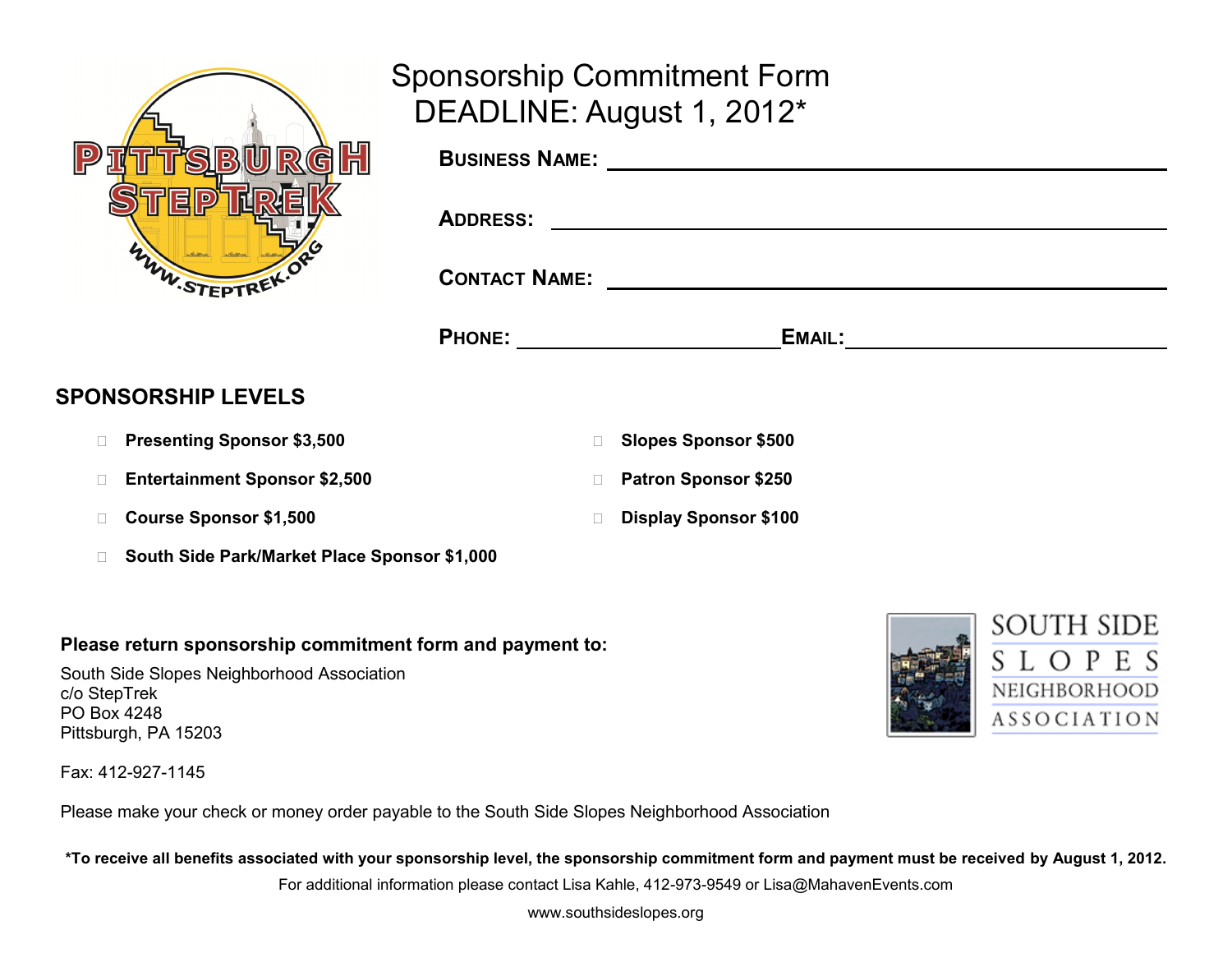# Sponsorship Commitment Form

## DEADLINE: August 1, 2012*

**BUSINESS NAME:** ______________________________

**ADDRESS:** ______________________________

**CONTACT NAME:** ______________________________

**PHONE:** ______________ **EMAIL:** ______________

## SPONSORSHIP LEVELS

- ☐ **Presenting Sponsor $3,500**
- ☐ **Entertainment Sponsor $2,500**
- ☐ **Course Sponsor $1,500**
- ☐ **South Side Park/Market Place Sponsor $1,000**
- ☐ **Slopes Sponsor $500**
- ☐ **Patron Sponsor $250**
- ☐ **Display Sponsor $100**

**Please return sponsorship commitment form and payment to:**

South Side Slopes Neighborhood Association
c/o StepTrek
PO Box 4248
Pittsburgh, PA 15203

Fax: 412-927-1145

Please make your check or money order payable to the South Side Slopes Neighborhood Association

**\*To receive all benefits associated with your sponsorship level, the sponsorship commitment form and payment must be received by August 1, 2012.**

For additional information please contact Lisa Kahle, 412-973-9549 or Lisa@MahavenEvents.com

www.southsideslopes.org